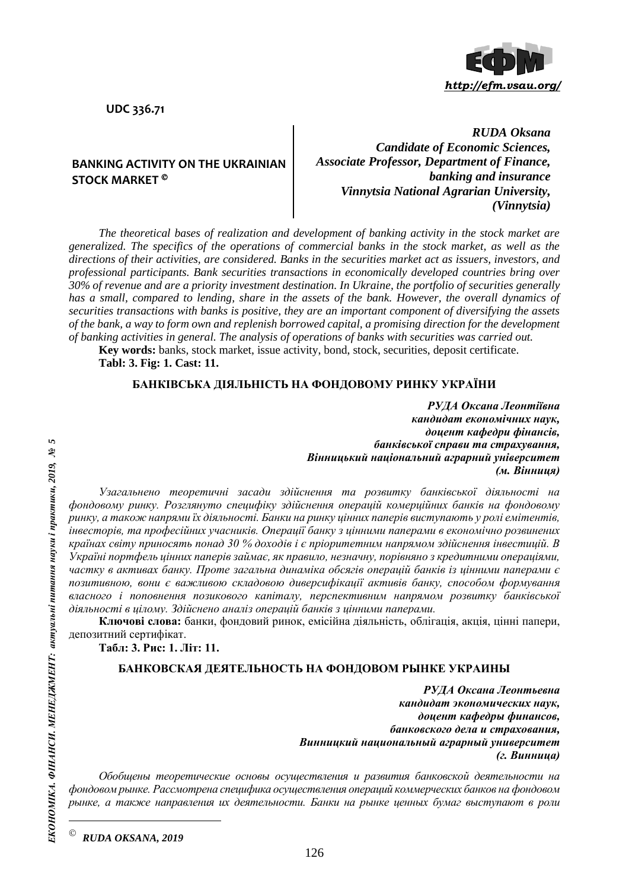UDC 336.71

## BANKING ACTIVITY ON THE UKRAINIAN STOCK MARKET ©

***RUDA Oksana***
***Candidate of Economic Sciences,***
***Associate Professor, Department of Finance, banking and insurance***
***Vinnytsia National Agrarian University, (Vinnytsia)***

*The theoretical bases of realization and development of banking activity in the stock market are generalized. The specifics of the operations of commercial banks in the stock market, as well as the directions of their activities, are considered. Banks in the securities market act as issuers, investors, and professional participants. Bank securities transactions in economically developed countries bring over 30% of revenue and are a priority investment destination. In Ukraine, the portfolio of securities generally has a small, compared to lending, share in the assets of the bank. However, the overall dynamics of securities transactions with banks is positive, they are an important component of diversifying the assets of the bank, a way to form own and replenish borrowed capital, a promising direction for the development of banking activities in general. The analysis of operations of banks with securities was carried out.*

**Key words:** banks, stock market, issue activity, bond, stock, securities, deposit certificate.

**Tabl: 3. Fig: 1. Cast: 11.**

## БАНКІВСЬКА ДІЯЛЬНІСТЬ НА ФОНДОВОМУ РИНКУ УКРАЇНИ

***РУДА Оксана Леонтіївна***
***кандидат економічних наук,***
***доцент кафедри фінансів, банківської справи та страхування,***
***Вінницький національний аграрний університет (м. Вінниця)***

*Узагальнено теоретичні засади здійснення та розвитку банківської діяльності на фондовому ринку. Розглянуто специфіку здійснення операцій комерційних банків на фондовому ринку, а також напрями їх діяльності. Банки на ринку цінних паперів виступають у ролі емітентів, інвесторів, та професійних учасників. Операції банку з цінними паперами в економічно розвинених країнах світу приносять понад 30 % доходів і є пріоритетним напрямом здійснення інвестицій. В Україні портфель цінних паперів займає, як правило, незначну, порівняно з кредитними операціями, частку в активах банку. Проте загальна динаміка обсягів операцій банків із цінними паперами є позитивною, вони є важливою складовою диверсифікації активів банку, способом формування власного і поповнення позикового капіталу, перспективним напрямом розвитку банківської діяльності в цілому. Здійснено аналіз операцій банків з цінними паперами.*

**Ключові слова:** банки, фондовий ринок, емісійна діяльність, облігація, акція, цінні папери, депозитний сертифікат.

**Табл: 3. Рис: 1. Літ: 11.**

## БАНКОВСКАЯ ДЕЯТЕЛЬНОСТЬ НА ФОНДОВОМ РЫНКЕ УКРАИНЫ

***РУДА Оксана Леонтьевна***
***кандидат экономических наук,***
***доцент кафедры финансов, банковского дела и страхования,***
***Винницкий национальный аграрный университет (г. Винница)***

*Обобщены теоретические основы осуществления и развития банковской деятельности на фондовом рынке. Рассмотрена специфика осуществления операций коммерческих банков на фондовом рынке, а также направления их деятельности. Банки на рынке ценных бумаг выступают в роли*

---

© *RUDA OKSANA, 2019*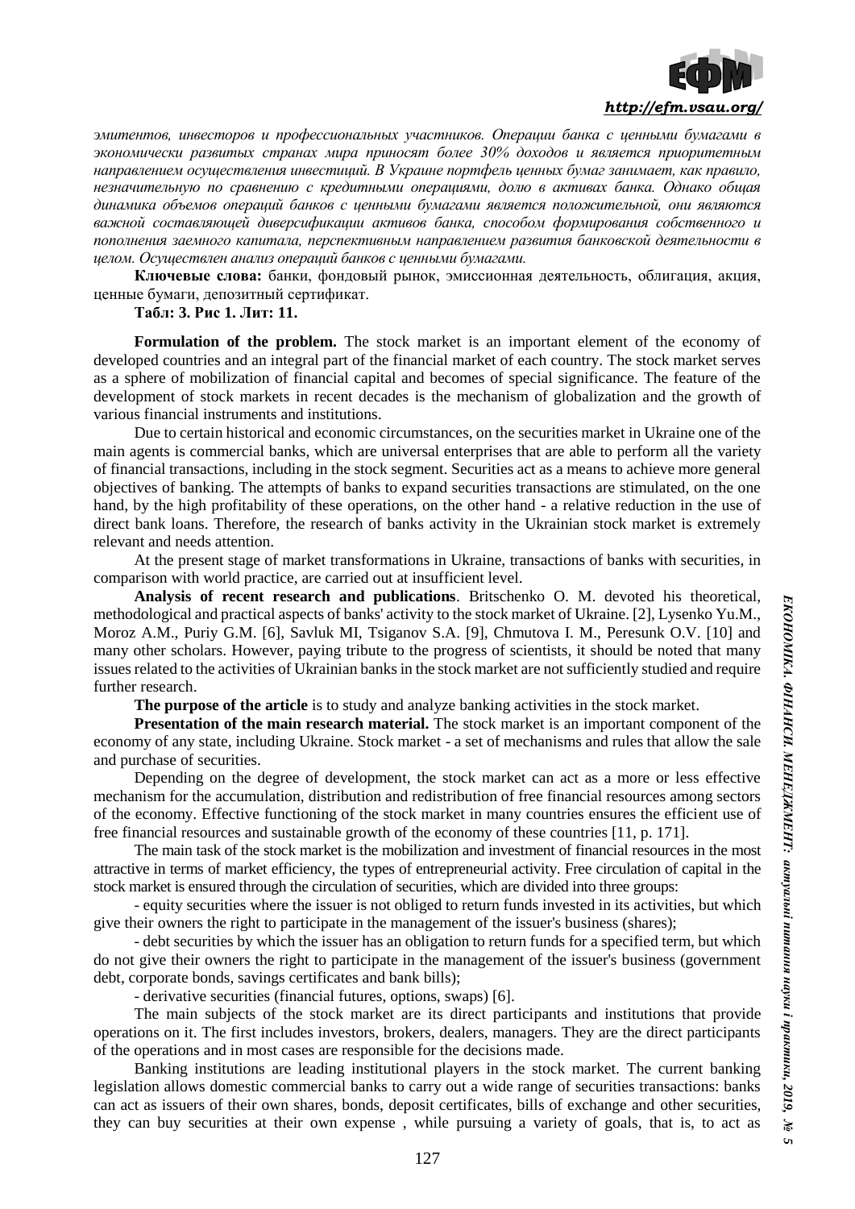*эмитентов, инвесторов и профессиональных участников. Операции банка с ценными бумагами в экономически развитых странах мира приносят более 30% доходов и является приоритетным направлением осуществления инвестиций. В Украине портфель ценных бумаг занимает, как правило, незначительную по сравнению с кредитными операциями, долю в активах банка. Однако общая динамика объемов операций банков с ценными бумагами является положительной, они являются важной составляющей диверсификации активов банка, способом формирования собственного и пополнения заемного капитала, перспективным направлением развития банковской деятельности в целом. Осуществлен анализ операций банков с ценными бумагами.*

**Ключевые слова:** банки, фондовый рынок, эмиссионная деятельность, облигация, акция, ценные бумаги, депозитный сертификат.

**Табл: 3. Рис 1. Лит: 11.**

**Formulation of the problem.** The stock market is an important element of the economy of developed countries and an integral part of the financial market of each country. The stock market serves as a sphere of mobilization of financial capital and becomes of special significance. The feature of the development of stock markets in recent decades is the mechanism of globalization and the growth of various financial instruments and institutions.

Due to certain historical and economic circumstances, on the securities market in Ukraine one of the main agents is commercial banks, which are universal enterprises that are able to perform all the variety of financial transactions, including in the stock segment. Securities act as a means to achieve more general objectives of banking. The attempts of banks to expand securities transactions are stimulated, on the one hand, by the high profitability of these operations, on the other hand - a relative reduction in the use of direct bank loans. Therefore, the research of banks activity in the Ukrainian stock market is extremely relevant and needs attention.

At the present stage of market transformations in Ukraine, transactions of banks with securities, in comparison with world practice, are carried out at insufficient level.

**Analysis of recent research and publications**. Britschenko O. M. devoted his theoretical, methodological and practical aspects of banks' activity to the stock market of Ukraine. [2], Lysenko Yu.M., Moroz A.M., Puriy G.M. [6], Savluk MI, Tsiganov S.A. [9], Chmutova I. M., Peresunk O.V. [10] and many other scholars. However, paying tribute to the progress of scientists, it should be noted that many issues related to the activities of Ukrainian banks in the stock market are not sufficiently studied and require further research.

**The purpose of the article** is to study and analyze banking activities in the stock market.

**Presentation of the main research material.** The stock market is an important component of the economy of any state, including Ukraine. Stock market - a set of mechanisms and rules that allow the sale and purchase of securities.

Depending on the degree of development, the stock market can act as a more or less effective mechanism for the accumulation, distribution and redistribution of free financial resources among sectors of the economy. Effective functioning of the stock market in many countries ensures the efficient use of free financial resources and sustainable growth of the economy of these countries [11, p. 171].

The main task of the stock market is the mobilization and investment of financial resources in the most attractive in terms of market efficiency, the types of entrepreneurial activity. Free circulation of capital in the stock market is ensured through the circulation of securities, which are divided into three groups:

- equity securities where the issuer is not obliged to return funds invested in its activities, but which give their owners the right to participate in the management of the issuer's business (shares);

- debt securities by which the issuer has an obligation to return funds for a specified term, but which do not give their owners the right to participate in the management of the issuer's business (government debt, corporate bonds, savings certificates and bank bills);

- derivative securities (financial futures, options, swaps) [6].

The main subjects of the stock market are its direct participants and institutions that provide operations on it. The first includes investors, brokers, dealers, managers. They are the direct participants of the operations and in most cases are responsible for the decisions made.

Banking institutions are leading institutional players in the stock market. The current banking legislation allows domestic commercial banks to carry out a wide range of securities transactions: banks can act as issuers of their own shares, bonds, deposit certificates, bills of exchange and other securities, they can buy securities at their own expense , while pursuing a variety of goals, that is, to act as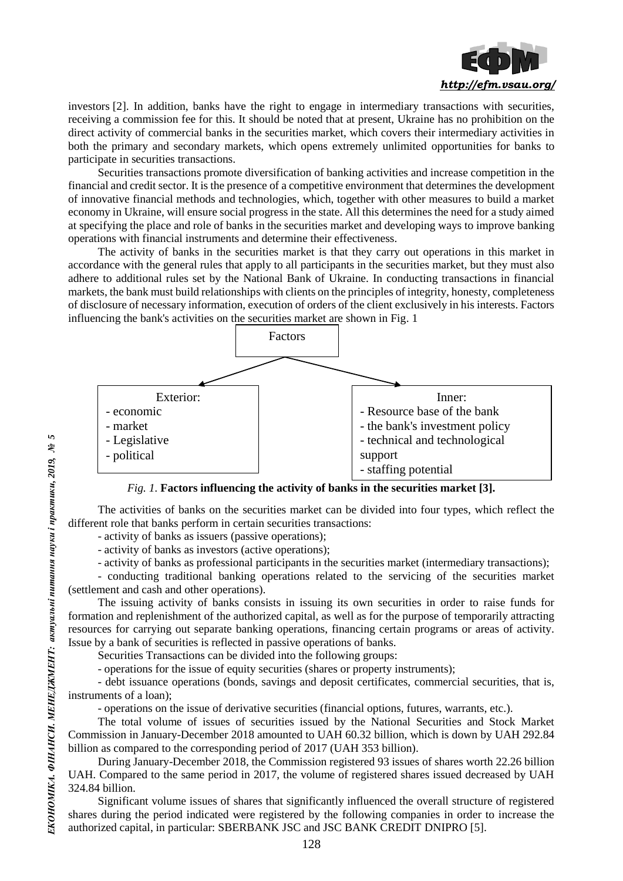investors [2]. In addition, banks have the right to engage in intermediary transactions with securities, receiving a commission fee for this. It should be noted that at present, Ukraine has no prohibition on the direct activity of commercial banks in the securities market, which covers their intermediary activities in both the primary and secondary markets, which opens extremely unlimited opportunities for banks to participate in securities transactions.

Securities transactions promote diversification of banking activities and increase competition in the financial and credit sector. It is the presence of a competitive environment that determines the development of innovative financial methods and technologies, which, together with other measures to build a market economy in Ukraine, will ensure social progress in the state. All this determines the need for a study aimed at specifying the place and role of banks in the securities market and developing ways to improve banking operations with financial instruments and determine their effectiveness.

The activity of banks in the securities market is that they carry out operations in this market in accordance with the general rules that apply to all participants in the securities market, but they must also adhere to additional rules set by the National Bank of Ukraine. In conducting transactions in financial markets, the bank must build relationships with clients on the principles of integrity, honesty, completeness of disclosure of necessary information, execution of orders of the client exclusively in his interests. Factors influencing the bank's activities on the securities market are shown in Fig. 1

Factors

Exterior:
- economic
- market
- Legislative
- political

Inner:
- Resource base of the bank
- the bank's investment policy
- technical and technological support
- staffing potential

*Fig. 1.* **Factors influencing the activity of banks in the securities market [3].**

The activities of banks on the securities market can be divided into four types, which reflect the different role that banks perform in certain securities transactions:

- activity of banks as issuers (passive operations);
- activity of banks as investors (active operations);
- activity of banks as professional participants in the securities market (intermediary transactions);
- conducting traditional banking operations related to the servicing of the securities market (settlement and cash and other operations).

The issuing activity of banks consists in issuing its own securities in order to raise funds for formation and replenishment of the authorized capital, as well as for the purpose of temporarily attracting resources for carrying out separate banking operations, financing certain programs or areas of activity. Issue by a bank of securities is reflected in passive operations of banks.

Securities Transactions can be divided into the following groups:

- operations for the issue of equity securities (shares or property instruments);
- debt issuance operations (bonds, savings and deposit certificates, commercial securities, that is, instruments of a loan);
- operations on the issue of derivative securities (financial options, futures, warrants, etc.).

The total volume of issues of securities issued by the National Securities and Stock Market Commission in January-December 2018 amounted to UAH 60.32 billion, which is down by UAH 292.84 billion as compared to the corresponding period of 2017 (UAH 353 billion).

During January-December 2018, the Commission registered 93 issues of shares worth 22.26 billion UAH. Compared to the same period in 2017, the volume of registered shares issued decreased by UAH 324.84 billion.

Significant volume issues of shares that significantly influenced the overall structure of registered shares during the period indicated were registered by the following companies in order to increase the authorized capital, in particular: SBERBANK JSC and JSC BANK CREDIT DNIPRO [5].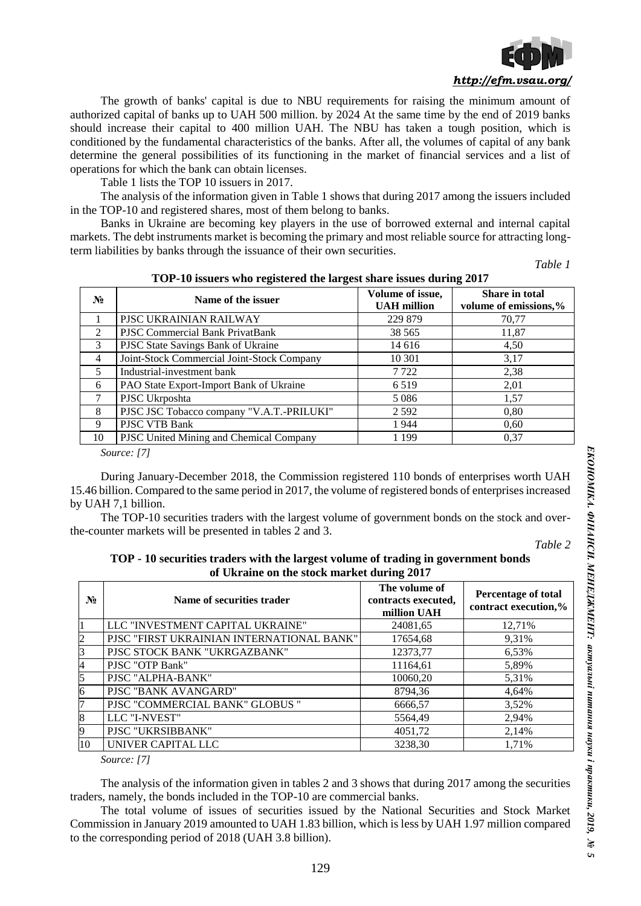The growth of banks' capital is due to NBU requirements for raising the minimum amount of authorized capital of banks up to UAH 500 million. by 2024 At the same time by the end of 2019 banks should increase their capital to 400 million UAH. The NBU has taken a tough position, which is conditioned by the fundamental characteristics of the banks. After all, the volumes of capital of any bank determine the general possibilities of its functioning in the market of financial services and a list of operations for which the bank can obtain licenses.

Table 1 lists the TOP 10 issuers in 2017.

The analysis of the information given in Table 1 shows that during 2017 among the issuers included in the TOP-10 and registered shares, most of them belong to banks.

Banks in Ukraine are becoming key players in the use of borrowed external and internal capital markets. The debt instruments market is becoming the primary and most reliable source for attracting long-term liabilities by banks through the issuance of their own securities.

*Table 1*

**TOP-10 issuers who registered the largest share issues during 2017**

| № | Name of the issuer | Volume of issue, UAH million | Share in total volume of emissions,% |
|---|---|---|---|
| 1 | PJSC UKRAINIAN RAILWAY | 229 879 | 70,77 |
| 2 | PJSC Commercial Bank PrivatBank | 38 565 | 11,87 |
| 3 | PJSC State Savings Bank of Ukraine | 14 616 | 4,50 |
| 4 | Joint-Stock Commercial Joint-Stock Company | 10 301 | 3,17 |
| 5 | Industrial-investment bank | 7 722 | 2,38 |
| 6 | PAO State Export-Import Bank of Ukraine | 6 519 | 2,01 |
| 7 | PJSC Ukrposhta | 5 086 | 1,57 |
| 8 | PJSC JSC Tobacco company "V.A.T.-PRILUKI" | 2 592 | 0,80 |
| 9 | PJSC VTB Bank | 1 944 | 0,60 |
| 10 | PJSC United Mining and Chemical Company | 1 199 | 0,37 |

*Source: [7]*

During January-December 2018, the Commission registered 110 bonds of enterprises worth UAH 15.46 billion. Compared to the same period in 2017, the volume of registered bonds of enterprises increased by UAH 7,1 billion.

The TOP-10 securities traders with the largest volume of government bonds on the stock and over-the-counter markets will be presented in tables 2 and 3.

*Table 2*

**TOP - 10 securities traders with the largest volume of trading in government bonds of Ukraine on the stock market during 2017**

| № | Name of securities trader | The volume of contracts executed, million UAH | Percentage of total contract execution,% |
|---|---|---|---|
| 1 | LLC "INVESTMENT CAPITAL UKRAINE" | 24081,65 | 12,71% |
| 2 | PJSC "FIRST UKRAINIAN INTERNATIONAL BANK" | 17654,68 | 9,31% |
| 3 | PJSC STOCK BANK "UKRGAZBANK" | 12373,77 | 6,53% |
| 4 | PJSC "OTP Bank" | 11164,61 | 5,89% |
| 5 | PJSC "ALPHA-BANK" | 10060,20 | 5,31% |
| 6 | PJSC "BANK AVANGARD" | 8794,36 | 4,64% |
| 7 | PJSC "COMMERCIAL BANK" GLOBUS " | 6666,57 | 3,52% |
| 8 | LLC "I-NVEST" | 5564,49 | 2,94% |
| 9 | PJSC "UKRSIBBANK" | 4051,72 | 2,14% |
| 10 | UNIVER CAPITAL LLC | 3238,30 | 1,71% |

*Source: [7]*

The analysis of the information given in tables 2 and 3 shows that during 2017 among the securities traders, namely, the bonds included in the TOP-10 are commercial banks.

The total volume of issues of securities issued by the National Securities and Stock Market Commission in January 2019 amounted to UAH 1.83 billion, which is less by UAH 1.97 million compared to the corresponding period of 2018 (UAH 3.8 billion).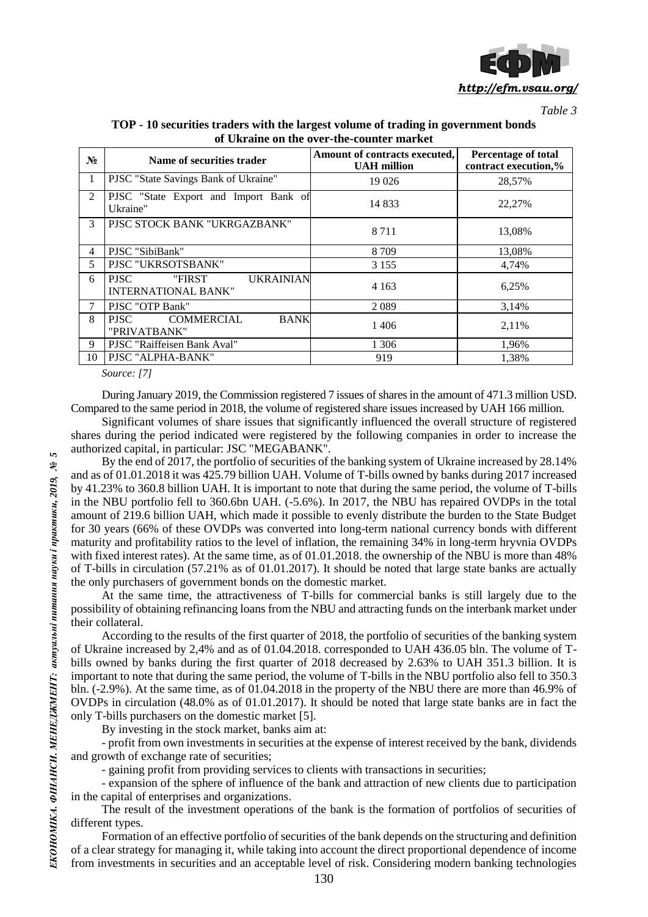*Table 3*

**TOP - 10 securities traders with the largest volume of trading in government bonds of Ukraine on the over-the-counter market**

| № | Name of securities trader | Amount of contracts executed, UAH million | Percentage of total contract execution,% |
|---|---|---|---|
| 1 | PJSC "State Savings Bank of Ukraine" | 19 026 | 28,57% |
| 2 | PJSC "State Export and Import Bank of Ukraine" | 14 833 | 22,27% |
| 3 | PJSC STOCK BANK "UKRGAZBANK" | 8 711 | 13,08% |
| 4 | PJSC "SibiBank" | 8 709 | 13,08% |
| 5 | PJSC "UKRSOTSBANK" | 3 155 | 4,74% |
| 6 | PJSC "FIRST UKRAINIAN INTERNATIONAL BANK" | 4 163 | 6,25% |
| 7 | PJSC "OTP Bank" | 2 089 | 3,14% |
| 8 | PJSC COMMERCIAL BANK "PRIVATBANK" | 1 406 | 2,11% |
| 9 | PJSC "Raiffeisen Bank Aval" | 1 306 | 1,96% |
| 10 | PJSC "ALPHA-BANK" | 919 | 1,38% |

*Source: [7]*

During January 2019, the Commission registered 7 issues of shares in the amount of 471.3 million USD. Compared to the same period in 2018, the volume of registered share issues increased by UAH 166 million.

Significant volumes of share issues that significantly influenced the overall structure of registered shares during the period indicated were registered by the following companies in order to increase the authorized capital, in particular: JSC "MEGABANK".

By the end of 2017, the portfolio of securities of the banking system of Ukraine increased by 28.14% and as of 01.01.2018 it was 425.79 billion UAH. Volume of T-bills owned by banks during 2017 increased by 41.23% to 360.8 billion UAH. It is important to note that during the same period, the volume of T-bills in the NBU portfolio fell to 360.6bn UAH. (-5.6%). In 2017, the NBU has repaired OVDPs in the total amount of 219.6 billion UAH, which made it possible to evenly distribute the burden to the State Budget for 30 years (66% of these OVDPs was converted into long-term national currency bonds with different maturity and profitability ratios to the level of inflation, the remaining 34% in long-term hryvnia OVDPs with fixed interest rates). At the same time, as of 01.01.2018. the ownership of the NBU is more than 48% of T-bills in circulation (57.21% as of 01.01.2017). It should be noted that large state banks are actually the only purchasers of government bonds on the domestic market.

At the same time, the attractiveness of T-bills for commercial banks is still largely due to the possibility of obtaining refinancing loans from the NBU and attracting funds on the interbank market under their collateral.

According to the results of the first quarter of 2018, the portfolio of securities of the banking system of Ukraine increased by 2,4% and as of 01.04.2018. corresponded to UAH 436.05 bln. The volume of T-bills owned by banks during the first quarter of 2018 decreased by 2.63% to UAH 351.3 billion. It is important to note that during the same period, the volume of T-bills in the NBU portfolio also fell to 350.3 bln. (-2.9%). At the same time, as of 01.04.2018 in the property of the NBU there are more than 46.9% of OVDPs in circulation (48.0% as of 01.01.2017). It should be noted that large state banks are in fact the only T-bills purchasers on the domestic market [5].

By investing in the stock market, banks aim at:

- profit from own investments in securities at the expense of interest received by the bank, dividends and growth of exchange rate of securities;
- gaining profit from providing services to clients with transactions in securities;
- expansion of the sphere of influence of the bank and attraction of new clients due to participation in the capital of enterprises and organizations.

The result of the investment operations of the bank is the formation of portfolios of securities of different types.

Formation of an effective portfolio of securities of the bank depends on the structuring and definition of a clear strategy for managing it, while taking into account the direct proportional dependence of income from investments in securities and an acceptable level of risk. Considering modern banking technologies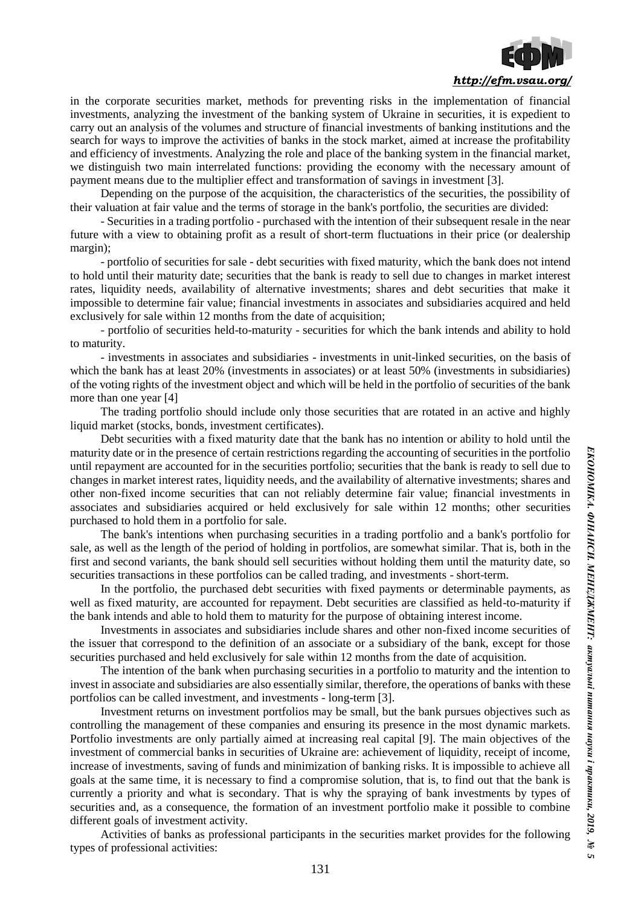in the corporate securities market, methods for preventing risks in the implementation of financial investments, analyzing the investment of the banking system of Ukraine in securities, it is expedient to carry out an analysis of the volumes and structure of financial investments of banking institutions and the search for ways to improve the activities of banks in the stock market, aimed at increase the profitability and efficiency of investments. Analyzing the role and place of the banking system in the financial market, we distinguish two main interrelated functions: providing the economy with the necessary amount of payment means due to the multiplier effect and transformation of savings in investment [3].

Depending on the purpose of the acquisition, the characteristics of the securities, the possibility of their valuation at fair value and the terms of storage in the bank's portfolio, the securities are divided:

- Securities in a trading portfolio - purchased with the intention of their subsequent resale in the near future with a view to obtaining profit as a result of short-term fluctuations in their price (or dealership margin);
- portfolio of securities for sale - debt securities with fixed maturity, which the bank does not intend to hold until their maturity date; securities that the bank is ready to sell due to changes in market interest rates, liquidity needs, availability of alternative investments; shares and debt securities that make it impossible to determine fair value; financial investments in associates and subsidiaries acquired and held exclusively for sale within 12 months from the date of acquisition;
- portfolio of securities held-to-maturity - securities for which the bank intends and ability to hold to maturity.
- investments in associates and subsidiaries - investments in unit-linked securities, on the basis of which the bank has at least 20% (investments in associates) or at least 50% (investments in subsidiaries) of the voting rights of the investment object and which will be held in the portfolio of securities of the bank more than one year [4]

The trading portfolio should include only those securities that are rotated in an active and highly liquid market (stocks, bonds, investment certificates).

Debt securities with a fixed maturity date that the bank has no intention or ability to hold until the maturity date or in the presence of certain restrictions regarding the accounting of securities in the portfolio until repayment are accounted for in the securities portfolio; securities that the bank is ready to sell due to changes in market interest rates, liquidity needs, and the availability of alternative investments; shares and other non-fixed income securities that can not reliably determine fair value; financial investments in associates and subsidiaries acquired or held exclusively for sale within 12 months; other securities purchased to hold them in a portfolio for sale.

The bank's intentions when purchasing securities in a trading portfolio and a bank's portfolio for sale, as well as the length of the period of holding in portfolios, are somewhat similar. That is, both in the first and second variants, the bank should sell securities without holding them until the maturity date, so securities transactions in these portfolios can be called trading, and investments - short-term.

In the portfolio, the purchased debt securities with fixed payments or determinable payments, as well as fixed maturity, are accounted for repayment. Debt securities are classified as held-to-maturity if the bank intends and able to hold them to maturity for the purpose of obtaining interest income.

Investments in associates and subsidiaries include shares and other non-fixed income securities of the issuer that correspond to the definition of an associate or a subsidiary of the bank, except for those securities purchased and held exclusively for sale within 12 months from the date of acquisition.

The intention of the bank when purchasing securities in a portfolio to maturity and the intention to invest in associate and subsidiaries are also essentially similar, therefore, the operations of banks with these portfolios can be called investment, and investments - long-term [3].

Investment returns on investment portfolios may be small, but the bank pursues objectives such as controlling the management of these companies and ensuring its presence in the most dynamic markets. Portfolio investments are only partially aimed at increasing real capital [9]. The main objectives of the investment of commercial banks in securities of Ukraine are: achievement of liquidity, receipt of income, increase of investments, saving of funds and minimization of banking risks. It is impossible to achieve all goals at the same time, it is necessary to find a compromise solution, that is, to find out that the bank is currently a priority and what is secondary. That is why the spraying of bank investments by types of securities and, as a consequence, the formation of an investment portfolio make it possible to combine different goals of investment activity.

Activities of banks as professional participants in the securities market provides for the following types of professional activities: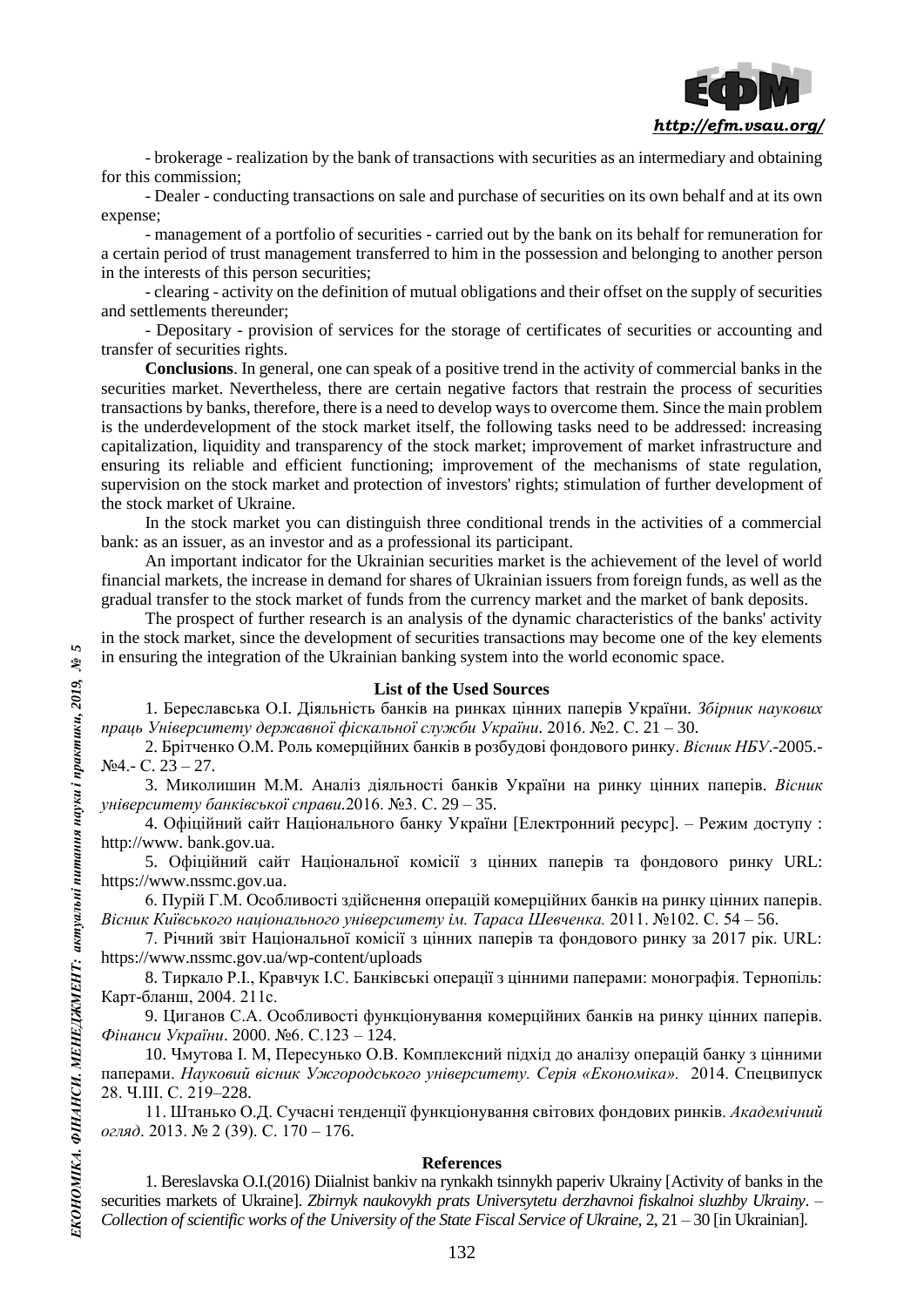- brokerage - realization by the bank of transactions with securities as an intermediary and obtaining for this commission;

- Dealer - conducting transactions on sale and purchase of securities on its own behalf and at its own expense;

- management of a portfolio of securities - carried out by the bank on its behalf for remuneration for a certain period of trust management transferred to him in the possession and belonging to another person in the interests of this person securities;

- clearing - activity on the definition of mutual obligations and their offset on the supply of securities and settlements thereunder;

- Depositary - provision of services for the storage of certificates of securities or accounting and transfer of securities rights.

**Conclusions**. In general, one can speak of a positive trend in the activity of commercial banks in the securities market. Nevertheless, there are certain negative factors that restrain the process of securities transactions by banks, therefore, there is a need to develop ways to overcome them. Since the main problem is the underdevelopment of the stock market itself, the following tasks need to be addressed: increasing capitalization, liquidity and transparency of the stock market; improvement of market infrastructure and ensuring its reliable and efficient functioning; improvement of the mechanisms of state regulation, supervision on the stock market and protection of investors' rights; stimulation of further development of the stock market of Ukraine.

In the stock market you can distinguish three conditional trends in the activities of a commercial bank: as an issuer, as an investor and as a professional its participant.

An important indicator for the Ukrainian securities market is the achievement of the level of world financial markets, the increase in demand for shares of Ukrainian issuers from foreign funds, as well as the gradual transfer to the stock market of funds from the currency market and the market of bank deposits.

The prospect of further research is an analysis of the dynamic characteristics of the banks' activity in the stock market, since the development of securities transactions may become one of the key elements in ensuring the integration of the Ukrainian banking system into the world economic space.

### List of the Used Sources

1. Береславська О.І. Діяльність банків на ринках цінних паперів України. *Збірник наукових праць Університету державної фіскальної служби України*. 2016. №2. С. 21 – 30.

2. Брітченко О.М. Роль комерційних банків в розбудові фондового ринку. *Вісник НБУ*.-2005.-№4.- С. 23 – 27.

3. Миколишин М.М. Аналіз діяльності банків України на ринку цінних паперів. *Вісник університету банківської справи*.2016. №3. С. 29 – 35.

4. Офіційний сайт Національного банку України [Електронний ресурс]. – Режим доступу : http://www. bank.gov.ua.

5. Офіційний сайт Національної комісії з цінних паперів та фондового ринку URL: https://www.nssmc.gov.ua.

6. Пурій Г.М. Особливості здійснення операцій комерційних банків на ринку цінних паперів. *Вісник Київського національного університету ім. Тараса Шевченка.* 2011. №102. С. 54 – 56.

7. Річний звіт Національної комісії з цінних паперів та фондового ринку за 2017 рік. URL: https://www.nssmc.gov.ua/wp-content/uploads

8. Тиркало Р.І., Кравчук І.С. Банківські операції з цінними паперами: монографія. Тернопіль: Карт-бланш, 2004. 211с.

9. Циганов С.А. Особливості функціонування комерційних банків на ринку цінних паперів. *Фінанси України*. 2000. №6. С.123 – 124.

10. Чмутова І. М, Пересунько О.В. Комплексний підхід до аналізу операцій банку з цінними паперами. *Науковий вісник Ужгородського університету. Серія «Економіка».* 2014. Спецвипуск 28. Ч.ІІІ. С. 219–228.

11. Штанько О.Д. Сучасні тенденції функціонування світових фондових ринків. *Академічний огляд*. 2013. № 2 (39). С. 170 – 176.

### References

1. Bereslavska O.I.(2016) Diialnist bankiv na rynkakh tsinnykh paperiv Ukrainy [Activity of banks in the securities markets of Ukraine]. *Zbirnyk naukovykh prats Universytetu derzhavnoi fiskalnoi sluzhby Ukrainy*. – *Collection of scientific works of the University of the State Fiscal Service of Ukraine*, 2, 21 – 30 [in Ukrainian].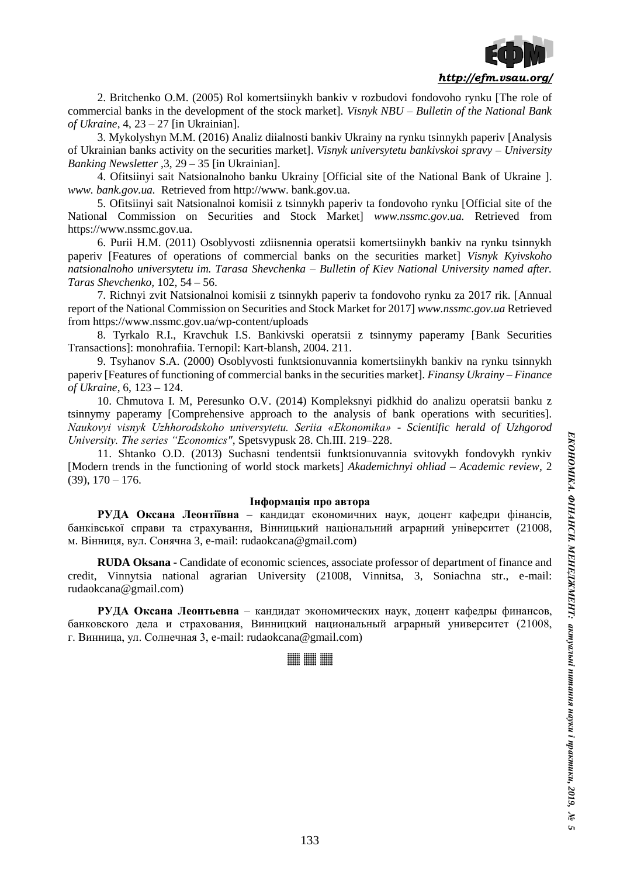2. Britchenko O.M. (2005) Rol komertsiinykh bankiv v rozbudovi fondovoho rynku [The role of commercial banks in the development of the stock market]. *Visnyk NBU – Bulletin of the National Bank of Ukraine*, 4, 23 – 27 [in Ukrainian].

3. Mykolyshyn M.M. (2016) Analiz diialnosti bankiv Ukrainy na rynku tsinnykh paperiv [Analysis of Ukrainian banks activity on the securities market]. *Visnyk universytetu bankivskoi spravy – University Banking Newsletter* ,3, 29 – 35 [in Ukrainian].

4. Ofitsiinyi sait Natsionalnoho banku Ukrainy [Official site of the National Bank of Ukraine ]. *www. bank.gov.ua.* Retrieved from http://www. bank.gov.ua.

5. Ofitsiinyi sait Natsionalnoi komisii z tsinnykh paperiv ta fondovoho rynku [Official site of the National Commission on Securities and Stock Market] *www.nssmc.gov.ua.* Retrieved from https://www.nssmc.gov.ua.

6. Purii H.M. (2011) Osoblyvosti zdiisnennia operatsii komertsiinykh bankiv na rynku tsinnykh paperiv [Features of operations of commercial banks on the securities market] *Visnyk Kyivskoho natsionalnoho universytetu im. Tarasa Shevchenka – Bulletin of Kiev National University named after. Taras Shevchenko*, 102, 54 – 56.

7. Richnyi zvit Natsionalnoi komisii z tsinnykh paperiv ta fondovoho rynku za 2017 rik. [Annual report of the National Commission on Securities and Stock Market for 2017] *www.nssmc.gov.ua* Retrieved from https://www.nssmc.gov.ua/wp-content/uploads

8. Tyrkalo R.I., Kravchuk I.S. Bankivski operatsii z tsinnymy paperamy [Bank Securities Transactions]: monohrafiia. Ternopil: Kart-blansh, 2004. 211.

9. Tsyhanov S.A. (2000) Osoblyvosti funktsionuvannia komertsiinykh bankiv na rynku tsinnykh paperiv [Features of functioning of commercial banks in the securities market]. *Finansy Ukrainy – Finance of Ukraine*, 6, 123 – 124.

10. Chmutova I. M, Peresunko O.V. (2014) Kompleksnyi pidkhid do analizu operatsii banku z tsinnymy paperamy [Comprehensive approach to the analysis of bank operations with securities]. *Naukovyi visnyk Uzhhorodskoho universytetu. Seriia «Ekonomika» - Scientific herald of Uzhgorod University. The series "Economics"*, Spetsvypusk 28. Ch.III. 219–228.

11. Shtanko O.D. (2013) Suchasni tendentsii funktsionuvannia svitovykh fondovykh rynkiv [Modern trends in the functioning of world stock markets] *Akademichnyi ohliad – Academic review*, 2 (39), 170 – 176.

### Інформація про автора

**РУДА Оксана Леонтіївна** – кандидат економичних наук, доцент кафедри фінансів, банківської справи та страхування, Вінницький національний аграрний університет (21008, м. Вінниця, вул. Сонячна 3, e-mail: rudaokcana@gmail.com)

**RUDA Oksana -** Candidate of economic sciences, associate professor of department of finance and credit, Vinnytsia national agrarian University (21008, Vinnitsa, 3, Soniachna str., e-mail: rudaokcana@gmail.com)

**РУДА Оксана Леонтьевна** – кандидат экономических наук, доцент кафедры финансов, банковского дела и страхования, Винницкий национальный аграрный университет (21008, г. Винница, ул. Солнечная 3, e-mail: rudaokcana@gmail.com)